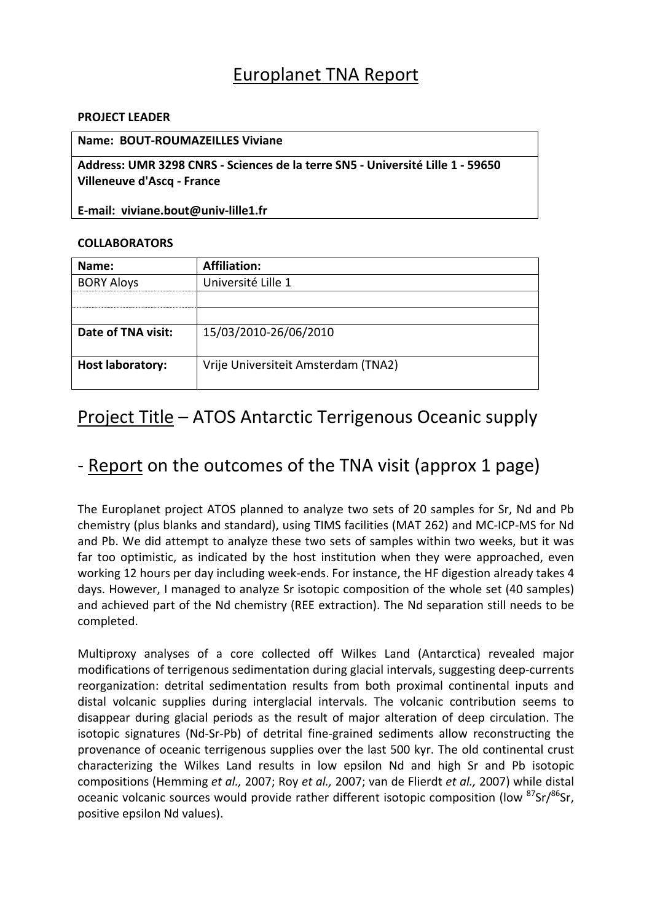# Europlanet TNA Report

**PROJECT LEADER**

| **Name: BOUT-ROUMAZEILLES Viviane** |
|---|
| **Address: UMR 3298 CNRS - Sciences de la terre SN5 - Université Lille 1 - 59650 Villeneuve d'Ascq - France** <br> **E-mail: viviane.bout@univ-lille1.fr** |

**COLLABORATORS**

| **Name:** | **Affiliation:** |
|---|---|
| BORY Aloys | Université Lille 1 |
| | |
| | |
| **Date of TNA visit:** | 15/03/2010-26/06/2010 |
| **Host laboratory:** | Vrije Universiteit Amsterdam (TNA2) |

## Project Title – ATOS Antarctic Terrigenous Oceanic supply

## - Report on the outcomes of the TNA visit (approx 1 page)

The Europlanet project ATOS planned to analyze two sets of 20 samples for Sr, Nd and Pb chemistry (plus blanks and standard), using TIMS facilities (MAT 262) and MC-ICP-MS for Nd and Pb. We did attempt to analyze these two sets of samples within two weeks, but it was far too optimistic, as indicated by the host institution when they were approached, even working 12 hours per day including week-ends. For instance, the HF digestion already takes 4 days. However, I managed to analyze Sr isotopic composition of the whole set (40 samples) and achieved part of the Nd chemistry (REE extraction). The Nd separation still needs to be completed.

Multiproxy analyses of a core collected off Wilkes Land (Antarctica) revealed major modifications of terrigenous sedimentation during glacial intervals, suggesting deep-currents reorganization: detrital sedimentation results from both proximal continental inputs and distal volcanic supplies during interglacial intervals. The volcanic contribution seems to disappear during glacial periods as the result of major alteration of deep circulation. The isotopic signatures (Nd-Sr-Pb) of detrital fine-grained sediments allow reconstructing the provenance of oceanic terrigenous supplies over the last 500 kyr. The old continental crust characterizing the Wilkes Land results in low epsilon Nd and high Sr and Pb isotopic compositions (Hemming *et al.,* 2007; Roy *et al.,* 2007; van de Flierdt *et al.,* 2007) while distal oceanic volcanic sources would provide rather different isotopic composition (low $^{87}Sr/^{86}Sr$, positive epsilon Nd values).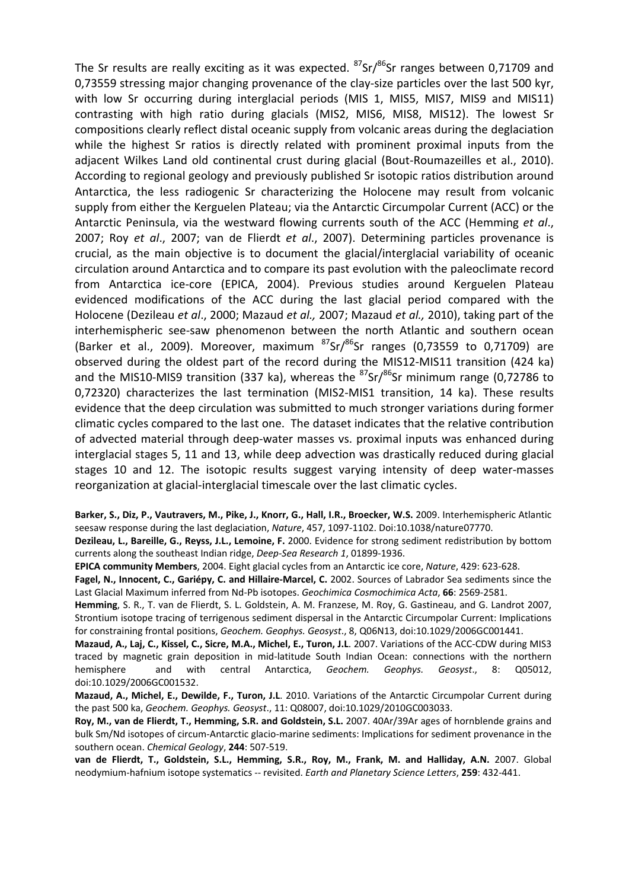The Sr results are really exciting as it was expected. $^{87}Sr/^{86}Sr$ ranges between 0,71709 and 0,73559 stressing major changing provenance of the clay-size particles over the last 500 kyr, with low Sr occurring during interglacial periods (MIS 1, MIS5, MIS7, MIS9 and MIS11) contrasting with high ratio during glacials (MIS2, MIS6, MIS8, MIS12). The lowest Sr compositions clearly reflect distal oceanic supply from volcanic areas during the deglaciation while the highest Sr ratios is directly related with prominent proximal inputs from the adjacent Wilkes Land old continental crust during glacial (Bout-Roumazeilles et al., 2010). According to regional geology and previously published Sr isotopic ratios distribution around Antarctica, the less radiogenic Sr characterizing the Holocene may result from volcanic supply from either the Kerguelen Plateau; via the Antarctic Circumpolar Current (ACC) or the Antarctic Peninsula, via the westward flowing currents south of the ACC (Hemming *et al*., 2007; Roy *et al*., 2007; van de Flierdt *et al*., 2007). Determining particles provenance is crucial, as the main objective is to document the glacial/interglacial variability of oceanic circulation around Antarctica and to compare its past evolution with the paleoclimate record from Antarctica ice-core (EPICA, 2004). Previous studies around Kerguelen Plateau evidenced modifications of the ACC during the last glacial period compared with the Holocene (Dezileau *et al*., 2000; Mazaud *et al.,* 2007; Mazaud *et al.,* 2010), taking part of the interhemispheric see-saw phenomenon between the north Atlantic and southern ocean (Barker et al., 2009). Moreover, maximum $^{87}Sr/^{86}Sr$ ranges (0,73559 to 0,71709) are observed during the oldest part of the record during the MIS12-MIS11 transition (424 ka) and the MIS10-MIS9 transition (337 ka), whereas the $^{87}Sr/^{86}Sr$ minimum range (0,72786 to 0,72320) characterizes the last termination (MIS2-MIS1 transition, 14 ka). These results evidence that the deep circulation was submitted to much stronger variations during former climatic cycles compared to the last one. The dataset indicates that the relative contribution of advected material through deep-water masses vs. proximal inputs was enhanced during interglacial stages 5, 11 and 13, while deep advection was drastically reduced during glacial stages 10 and 12. The isotopic results suggest varying intensity of deep water-masses reorganization at glacial-interglacial timescale over the last climatic cycles.

**Barker, S., Diz, P., Vautravers, M., Pike, J., Knorr, G., Hall, I.R., Broecker, W.S.** 2009. Interhemispheric Atlantic seesaw response during the last deglaciation, *Nature*, 457, 1097-1102. Doi:10.1038/nature07770.

**Dezileau, L., Bareille, G., Reyss, J.L., Lemoine, F.** 2000. Evidence for strong sediment redistribution by bottom currents along the southeast Indian ridge, *Deep-Sea Research 1*, 01899-1936.

**EPICA community Members**, 2004. Eight glacial cycles from an Antarctic ice core, *Nature*, 429: 623-628.

**Fagel, N., Innocent, C., Gariépy, C. and Hillaire-Marcel, C.** 2002. Sources of Labrador Sea sediments since the Last Glacial Maximum inferred from Nd-Pb isotopes. *Geochimica Cosmochimica Acta*, **66**: 2569-2581.

**Hemming**, S. R., T. van de Flierdt, S. L. Goldstein, A. M. Franzese, M. Roy, G. Gastineau, and G. Landrot 2007, Strontium isotope tracing of terrigenous sediment dispersal in the Antarctic Circumpolar Current: Implications for constraining frontal positions, *Geochem. Geophys. Geosyst*., 8, Q06N13, doi:10.1029/2006GC001441.

**Mazaud, A., Laj, C., Kissel, C., Sicre, M.A., Michel, E., Turon, J.L**. 2007. Variations of the ACC-CDW during MIS3 traced by magnetic grain deposition in mid-latitude South Indian Ocean: connections with the northern hemisphere and with central Antarctica, *Geochem. Geophys. Geosyst*., 8: Q05012, doi:10.1029/2006GC001532.

**Mazaud, A., Michel, E., Dewilde, F., Turon, J.L**. 2010. Variations of the Antarctic Circumpolar Current during the past 500 ka, *Geochem. Geophys. Geosyst*., 11: Q08007, doi:10.1029/2010GC003033.

**Roy, M., van de Flierdt, T., Hemming, S.R. and Goldstein, S.L.** 2007. 40Ar/39Ar ages of hornblende grains and bulk Sm/Nd isotopes of circum-Antarctic glacio-marine sediments: Implications for sediment provenance in the southern ocean. *Chemical Geology*, **244**: 507-519.

**van de Flierdt, T., Goldstein, S.L., Hemming, S.R., Roy, M., Frank, M. and Halliday, A.N.** 2007. Global neodymium-hafnium isotope systematics -- revisited. *Earth and Planetary Science Letters*, **259**: 432-441.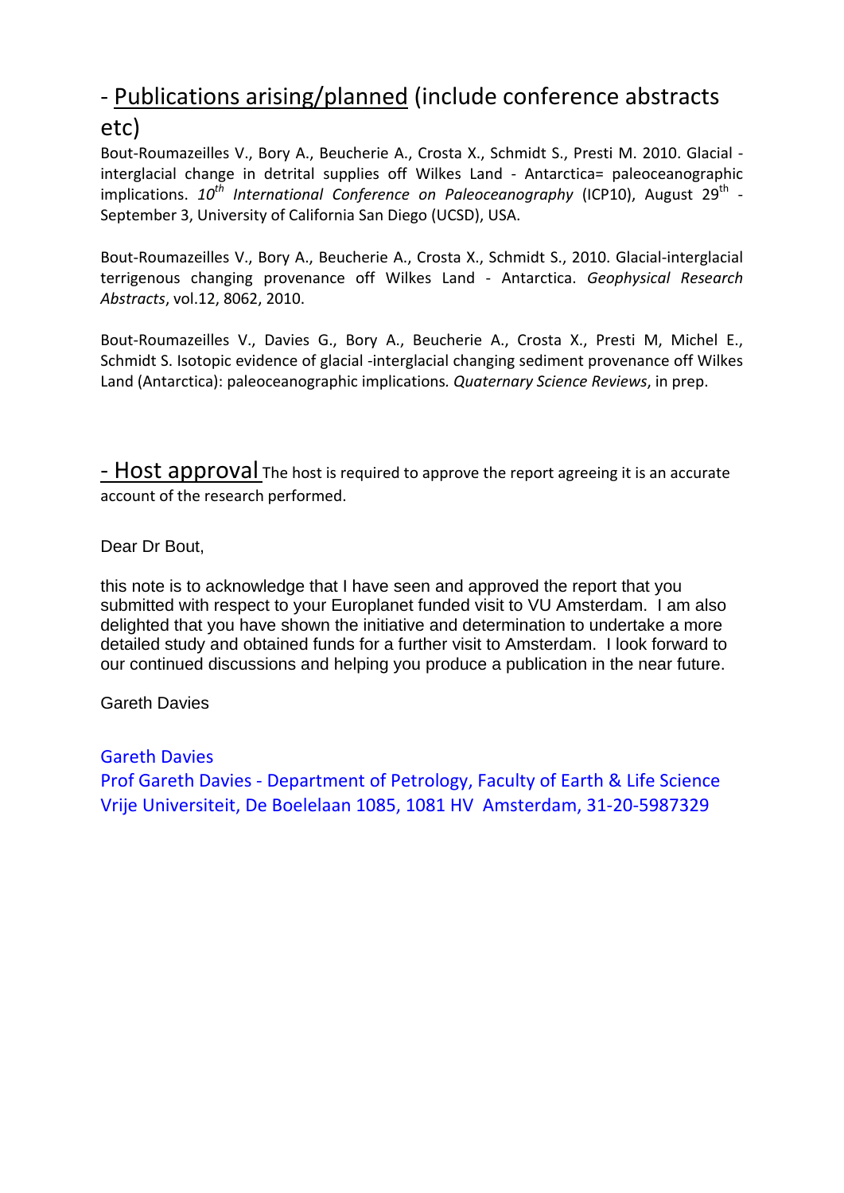## - Publications arising/planned (include conference abstracts etc)

Bout-Roumazeilles V., Bory A., Beucherie A., Crosta X., Schmidt S., Presti M. 2010. Glacial - interglacial change in detrital supplies off Wilkes Land - Antarctica= paleoceanographic implications. *10th International Conference on Paleoceanography* (ICP10), August 29th - September 3, University of California San Diego (UCSD), USA.

Bout-Roumazeilles V., Bory A., Beucherie A., Crosta X., Schmidt S., 2010. Glacial-interglacial terrigenous changing provenance off Wilkes Land - Antarctica. *Geophysical Research Abstracts*, vol.12, 8062, 2010.

Bout-Roumazeilles V., Davies G., Bory A., Beucherie A., Crosta X., Presti M, Michel E., Schmidt S. Isotopic evidence of glacial -interglacial changing sediment provenance off Wilkes Land (Antarctica): paleoceanographic implications. *Quaternary Science Reviews*, in prep.

## - Host approval

The host is required to approve the report agreeing it is an accurate account of the research performed.

Dear Dr Bout,

this note is to acknowledge that I have seen and approved the report that you submitted with respect to your Europlanet funded visit to VU Amsterdam. I am also delighted that you have shown the initiative and determination to undertake a more detailed study and obtained funds for a further visit to Amsterdam. I look forward to our continued discussions and helping you produce a publication in the near future.

Gareth Davies

Gareth Davies
Prof Gareth Davies - Department of Petrology, Faculty of Earth & Life Science
Vrije Universiteit, De Boelelaan 1085, 1081 HV Amsterdam, 31-20-5987329